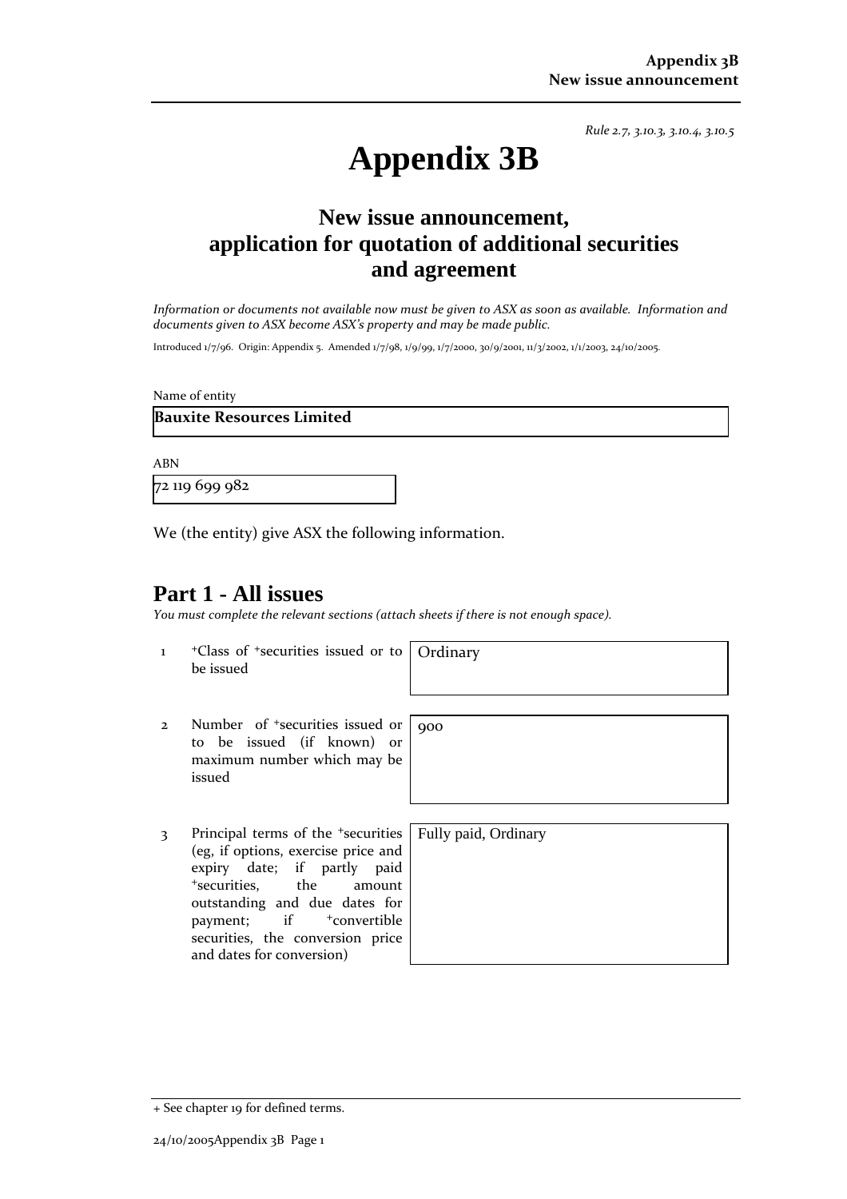*Rule 2.7, 3.10.3, 3.10.4, 3.10.5*

# Appendix 3B

## New issue announcement, application for quotation of additional securities and agreement

*Information or documents not available now must be given to ASX as soon as available. Information and documents given to ASX become ASX's property and may be made public.*

Introduced 1/7/96. Origin: Appendix 5. Amended 1/7/98, 1/9/99, 1/7/2000, 30/9/2001, 11/3/2002, 1/1/2003, 24/10/2005.

Name of entity

**Bauxite Resources Limited**

ABN

72 119 699 982

We (the entity) give ASX the following information.

## Part 1 - All issues

*You must complete the relevant sections (attach sheets if there is not enough space).*

| | | |
|---|---|---|
| 1 | +Class of +securities issued or to be issued | Ordinary |
| 2 | Number of +securities issued or to be issued (if known) or maximum number which may be issued | 900 |
| 3 | Principal terms of the +securities (eg, if options, exercise price and expiry date; if partly paid +securities, the amount outstanding and due dates for payment; if +convertible securities, the conversion price and dates for conversion) | Fully paid, Ordinary |

+ See chapter 19 for defined terms.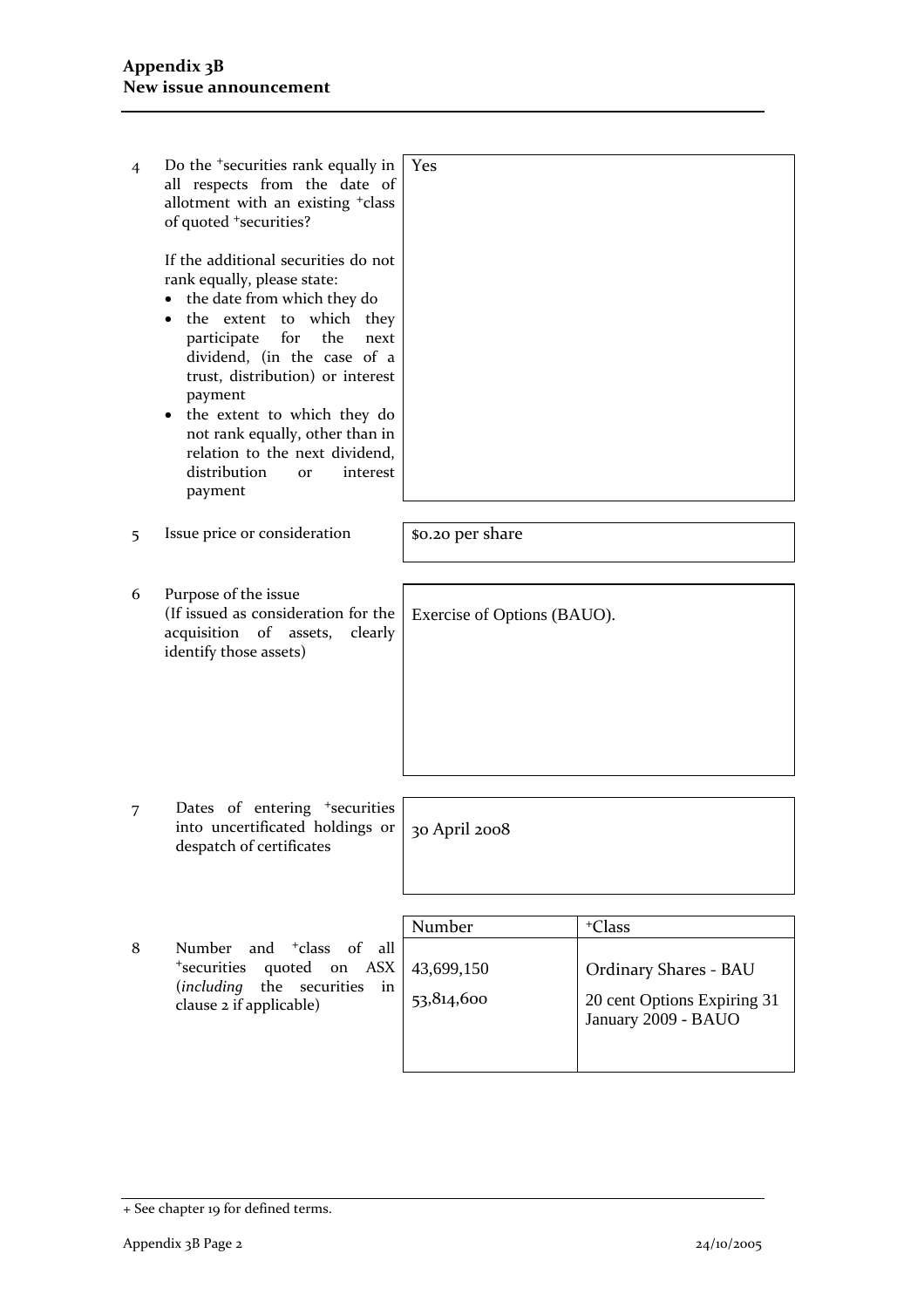| | | | |
|---|---|---|---|
| 4 | Do the +securities rank equally in all respects from the date of allotment with an existing +class of quoted +securities?<br><br>If the additional securities do not rank equally, please state:<br>• the date from which they do<br>• the extent to which they participate for the next dividend, (in the case of a trust, distribution) or interest payment<br>• the extent to which they do not rank equally, other than in relation to the next dividend, distribution or interest payment | Yes | |
| 5 | Issue price or consideration | $0.20 per share | |
| 6 | Purpose of the issue<br>(If issued as consideration for the acquisition of assets, clearly identify those assets) | Exercise of Options (BAUO). | |
| 7 | Dates of entering +securities into uncertificated holdings or despatch of certificates | 30 April 2008 | |
| 8 | Number and +class of all +securities quoted on ASX (*including* the securities in clause 2 if applicable) | **Number** | **+Class** |
| | | 43,699,150 | Ordinary Shares - BAU |
| | | 53,814,600 | 20 cent Options Expiring 31 January 2009 - BAUO |

+ See chapter 19 for defined terms.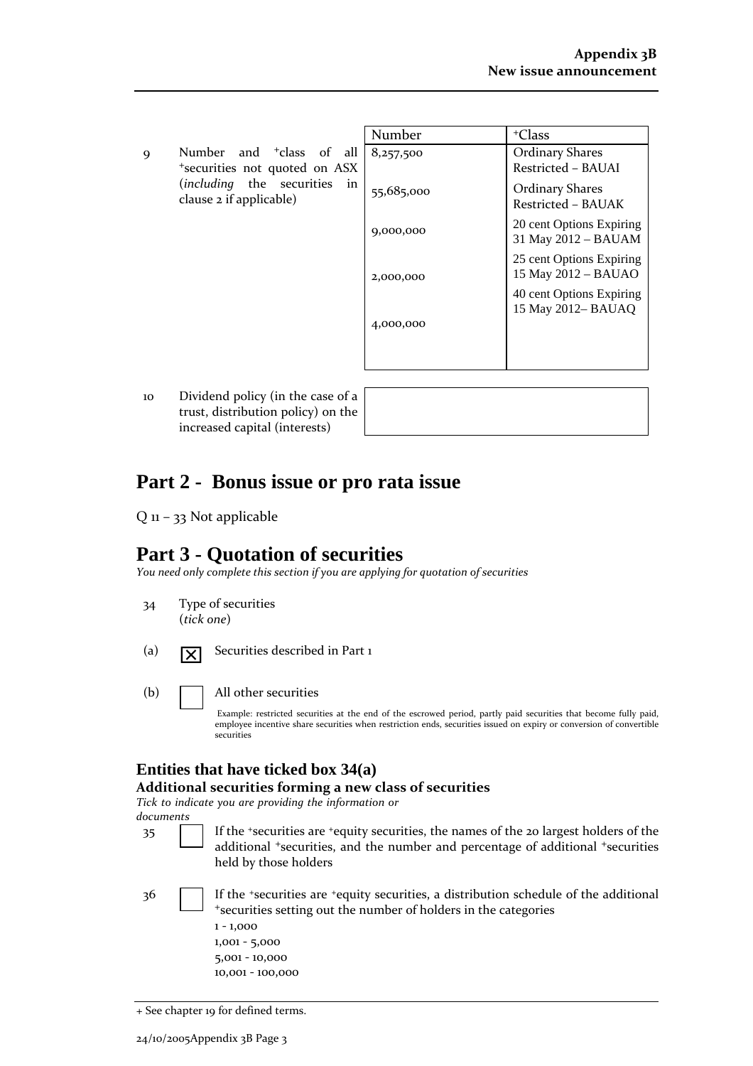| | | Number | +Class |
|---|---|---|---|
| 9 | Number and +class of all +securities not quoted on ASX (*including* the securities in clause 2 if applicable) | 8,257,500 | Ordinary Shares Restricted – BAUAI |
| | | 55,685,000 | Ordinary Shares Restricted – BAUAK |
| | | 9,000,000 | 20 cent Options Expiring 31 May 2012 – BAUAM |
| | | 2,000,000 | 25 cent Options Expiring 15 May 2012 – BAUAO |
| | | 4,000,000 | 40 cent Options Expiring 15 May 2012– BAUAQ |

| | | |
|---|---|---|
| 10 | Dividend policy (in the case of a trust, distribution policy) on the increased capital (interests) | |

# Part 2 - Bonus issue or pro rata issue

Q 11 – 33 Not applicable

# Part 3 - Quotation of securities

*You need only complete this section if you are applying for quotation of securities*

34 Type of securities
(*tick one*)

(a) ☒ Securities described in Part 1

(b) ☐ All other securities

Example: restricted securities at the end of the escrowed period, partly paid securities that become fully paid, employee incentive share securities when restriction ends, securities issued on expiry or conversion of convertible securities

## Entities that have ticked box 34(a)

### Additional securities forming a new class of securities

*Tick to indicate you are providing the information or documents*

35 ☐ If the +securities are +equity securities, the names of the 20 largest holders of the additional +securities, and the number and percentage of additional +securities held by those holders

36 ☐ If the +securities are +equity securities, a distribution schedule of the additional +securities setting out the number of holders in the categories
1 - 1,000
1,001 - 5,000
5,001 - 10,000
10,001 - 100,000

+ See chapter 19 for defined terms.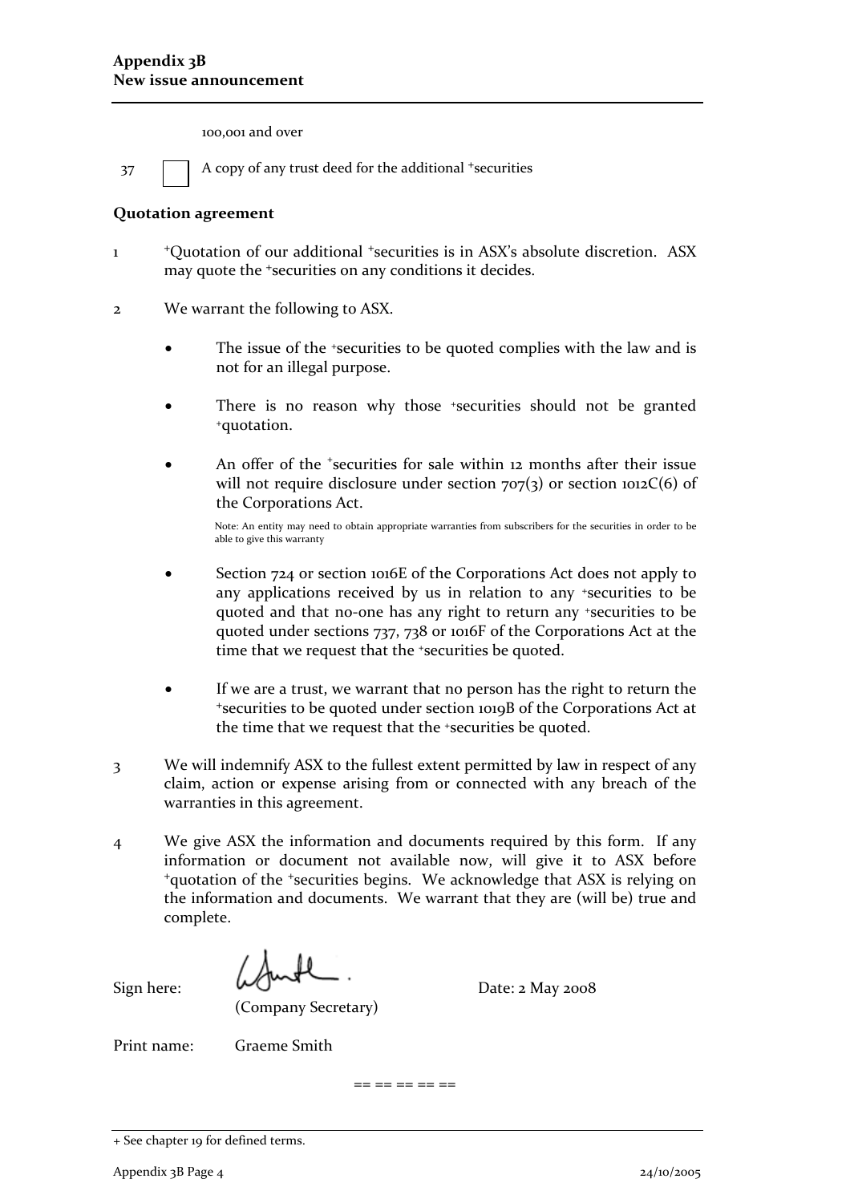100,001 and over

37 ☐ A copy of any trust deed for the additional +securities

## Quotation agreement

1 +Quotation of our additional +securities is in ASX's absolute discretion. ASX may quote the +securities on any conditions it decides.

2 We warrant the following to ASX.

- The issue of the +securities to be quoted complies with the law and is not for an illegal purpose.

- There is no reason why those +securities should not be granted +quotation.

- An offer of the +securities for sale within 12 months after their issue will not require disclosure under section 707(3) or section 1012C(6) of the Corporations Act.

  Note: An entity may need to obtain appropriate warranties from subscribers for the securities in order to be able to give this warranty

- Section 724 or section 1016E of the Corporations Act does not apply to any applications received by us in relation to any +securities to be quoted and that no-one has any right to return any +securities to be quoted under sections 737, 738 or 1016F of the Corporations Act at the time that we request that the +securities be quoted.

- If we are a trust, we warrant that no person has the right to return the +securities to be quoted under section 1019B of the Corporations Act at the time that we request that the +securities be quoted.

3 We will indemnify ASX to the fullest extent permitted by law in respect of any claim, action or expense arising from or connected with any breach of the warranties in this agreement.

4 We give ASX the information and documents required by this form. If any information or document not available now, will give it to ASX before +quotation of the +securities begins. We acknowledge that ASX is relying on the information and documents. We warrant that they are (will be) true and complete.

Sign here: (Company Secretary) Date: 2 May 2008

Print name: Graeme Smith

== == == == ==

+ See chapter 19 for defined terms.